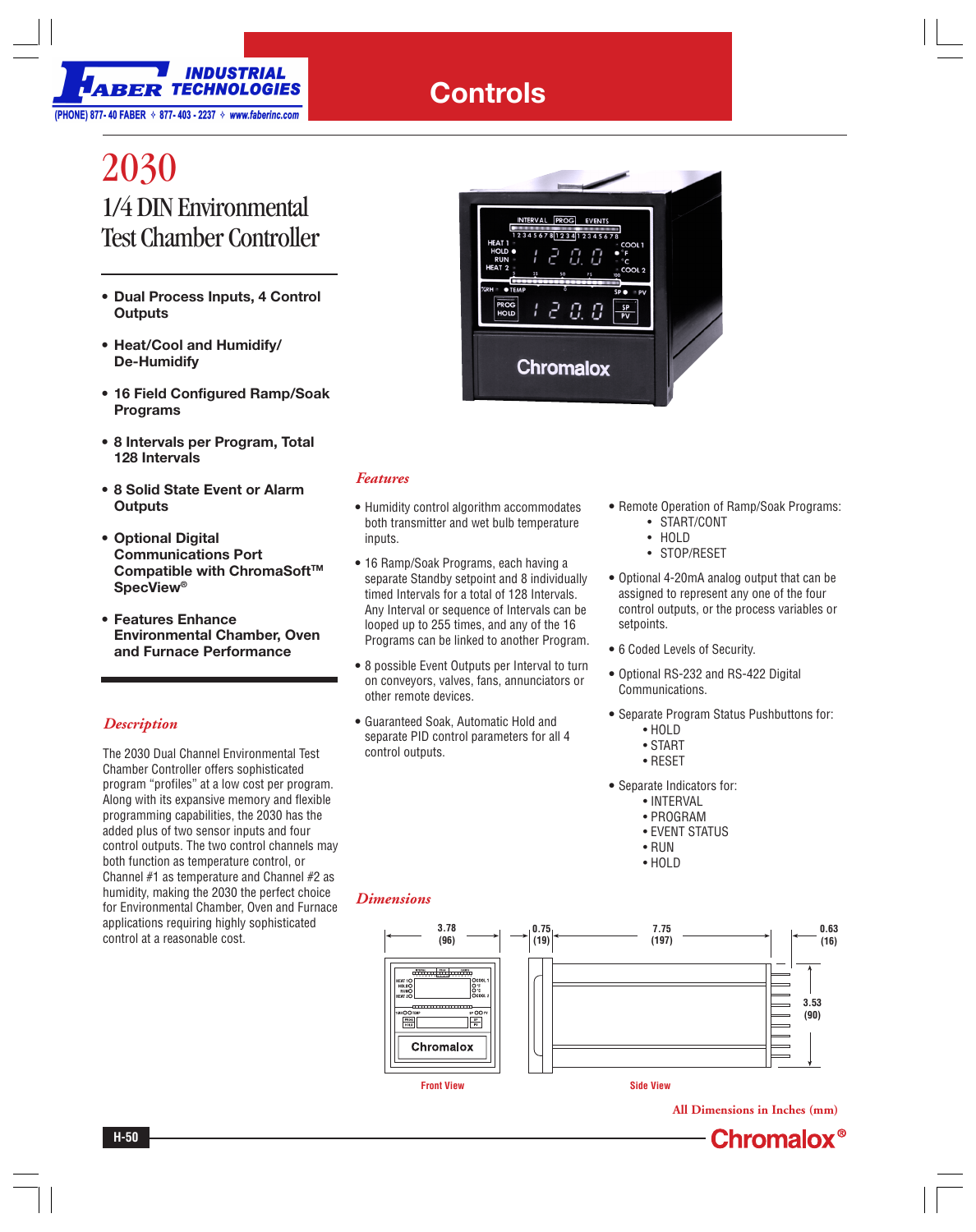# 2030

## 1/4 DIN Environmental Test Chamber Controller

- **Dual Process Inputs, 4 Control Outputs**
- **Heat/Cool and Humidify/ De-Humidify**
- **16 Field Configured Ramp/Soak Programs**
- **8 Intervals per Program, Total 128 Intervals**
- **8 Solid State Event or Alarm Outputs**
- **Optional Digital Communications Port Compatible with ChromaSoft™ SpecView®**
- **Features Enhance Environmental Chamber, Oven and Furnace Performance**

### *Description*

The 2030 Dual Channel Environmental Test Chamber Controller offers sophisticated program "profiles" at a low cost per program. Along with its expansive memory and flexible programming capabilities, the 2030 has the added plus of two sensor inputs and four control outputs. The two control channels may both function as temperature control, or Channel #1 as temperature and Channel #2 as humidity, making the 2030 the perfect choice for Environmental Chamber, Oven and Furnace applications requiring highly sophisticated control at a reasonable cost.

### *Features*

- Humidity control algorithm accommodates both transmitter and wet bulb temperature inputs.
- 16 Ramp/Soak Programs, each having a separate Standby setpoint and 8 individually timed Intervals for a total of 128 Intervals. Any Interval or sequence of Intervals can be looped up to 255 times, and any of the 16 Programs can be linked to another Program.
- 8 possible Event Outputs per Interval to turn on conveyors, valves, fans, annunciators or other remote devices.
- Guaranteed Soak, Automatic Hold and separate PID control parameters for all 4 control outputs.
- Remote Operation of Ramp/Soak Programs:
  - START/CONT
  - HOLD
  - STOP/RESET
- Optional 4-20mA analog output that can be assigned to represent any one of the four control outputs, or the process variables or setpoints.
- 6 Coded Levels of Security.
- Optional RS-232 and RS-422 Digital Communications.
- Separate Program Status Pushbuttons for:
  - HOLD
  - START
  - RESET
- Separate Indicators for:
  - INTERVAL
  - PROGRAM
  - EVENT STATUS
  - RUN
  - HOLD

### *Dimensions*

3.78 (96) — 0.75 (19) — 7.75 (197) — 0.63 (16) — 3.53 (90)

Front View

Side View

All Dimensions in Inches (mm)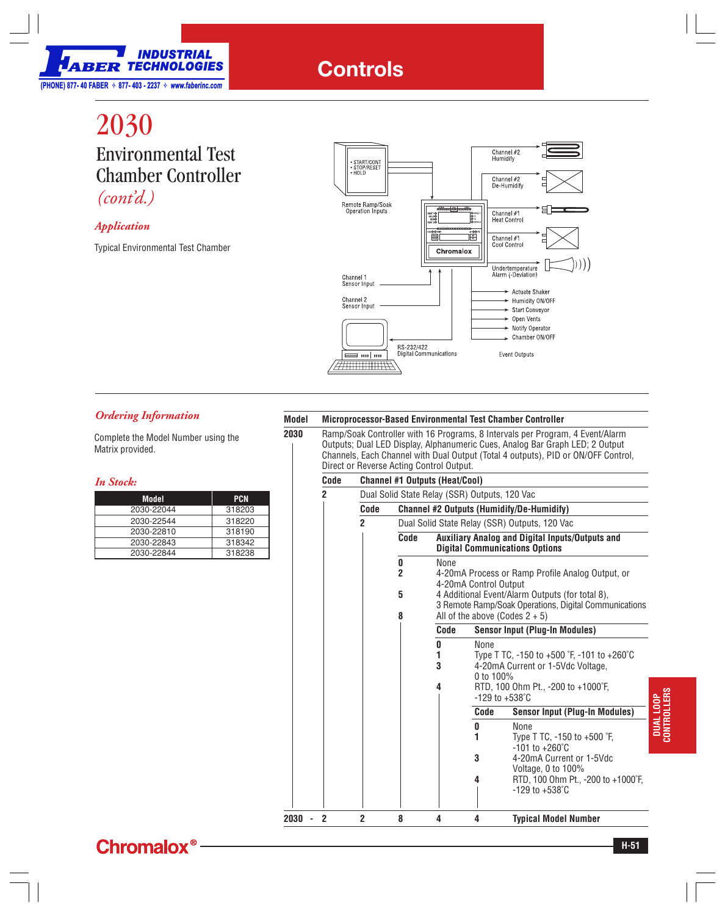# 2030

## Environmental Test Chamber Controller

*(cont'd.)*

### *Application*

Typical Environmental Test Chamber

START/CONT
STOP/RESET
HOLD

Remote Ramp/Soak Operation Inputs

Channel #2 Humidify

Channel #2 De-Humidify

Channel #1 Heat Control

Channel #1 Cool Control

Undertemperature Alarm (-Deviation)

Chromalox

Channel 1 Sensor Input

Channel 2 Sensor Input

Actuate Shaker
Humidity ON/OFF
Start Conveyor
Open Vents
Notify Operator
Chamber ON/OFF

RS-232/422 Digital Communications

Event Outputs

### *Ordering Information*

Complete the Model Number using the Matrix provided.

### *In Stock:*

| Model | PCN |
|---|---|
| 2030-22044 | 318203 |
| 2030-22544 | 318220 |
| 2030-22810 | 318190 |
| 2030-22843 | 318342 |
| 2030-22844 | 318238 |

**Model** — **Microprocessor-Based Environmental Test Chamber Controller**

**2030** — Ramp/Soak Controller with 16 Programs, 8 Intervals per Program, 4 Event/Alarm Outputs; Dual LED Display, Alphanumeric Cues, Analog Bar Graph LED; 2 Output Channels, Each Channel with Dual Output (Total 4 outputs), PID or ON/OFF Control, Direct or Reverse Acting Control Output.

| Code | Channel #1 Outputs (Heat/Cool) |
|---|---|
| 2 | Dual Solid State Relay (SSR) Outputs, 120 Vac |

| Code | Channel #2 Outputs (Humidify/De-Humidify) |
|---|---|
| 2 | Dual Solid State Relay (SSR) Outputs, 120 Vac |

| Code | Auxiliary Analog and Digital Inputs/Outputs and Digital Communications Options |
|---|---|
| 0 | None |
| 2 | 4-20mA Process or Ramp Profile Analog Output, or 4-20mA Control Output |
| 5 | 4 Additional Event/Alarm Outputs (for total 8), 3 Remote Ramp/Soak Operations, Digital Communications |
| 8 | All of the above (Codes 2 + 5) |

| Code | Sensor Input (Plug-In Modules) |
|---|---|
| 0 | None |
| 1 | Type T TC, -150 to +500 °F, -101 to +260°C |
| 3 | 4-20mA Current or 1-5Vdc Voltage, 0 to 100% |
| 4 | RTD, 100 Ohm Pt., -200 to +1000°F, -129 to +538°C |

| Code | Sensor Input (Plug-In Modules) |
|---|---|
| 0 | None |
| 1 | Type T TC, -150 to +500 °F, -101 to +260°C |
| 3 | 4-20mA Current or 1-5Vdc Voltage, 0 to 100% |
| 4 | RTD, 100 Ohm Pt., -200 to +1000°F, -129 to +538°C |

**2030 - 2 2 8 4 4 Typical Model Number**